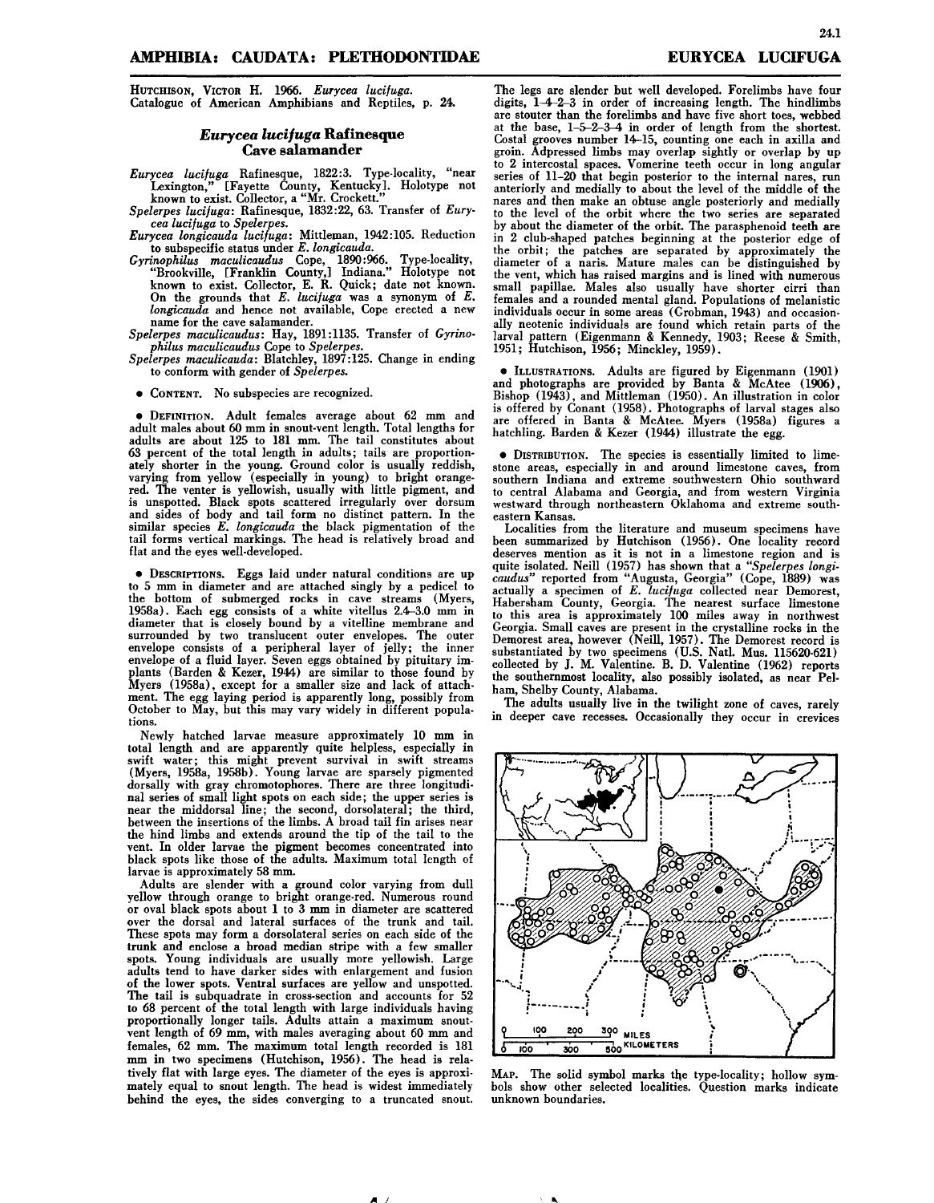# AMPHIBIA: CAUDATA: PLETHODONTIDAE

# EURYCEA LUCIFUGA

HUTCHISON, VICTOR H. 1966. *Eurycea lucifuga*. Catalogue of American Amphibians and Reptiles, p. 24.

## *Eurycea lucifuga* Rafinesque
## Cave salamander

*Eurycea lucifuga* Rafinesque, 1822:3. Type-locality, "near Lexington," [Fayette County, Kentucky]. Holotype not known to exist. Collector, a "Mr. Crockett."

*Spelerpes lucifuga*: Rafinesque, 1832:22, 63. Transfer of *Eurycea lucifuga* to *Spelerpes*.

*Eurycea longicauda lucifuga*: Mittleman, 1942:105. Reduction to subspecific status under *E. longicauda*.

*Gyrinophilus maculicaudus* Cope, 1890:966. Type-locality, "Brookville, [Franklin County,] Indiana." Holotype not known to exist. Collector, E. R. Quick; date not known. On the grounds that *E. lucifuga* was a synonym of *E. longicauda* and hence not available, Cope erected a new name for the cave salamander.

*Spelerpes maculicaudus*: Hay, 1891:1135. Transfer of *Gyrinophilus maculicaudus* Cope to *Spelerpes*.

*Spelerpes maculicauda*: Blatchley, 1897:125. Change in ending to conform with gender of *Spelerpes*.

- **CONTENT.** No subspecies are recognized.

- **DEFINITION.** Adult females average about 62 mm and adult males about 60 mm in snout-vent length. Total lengths for adults are about 125 to 181 mm. The tail constitutes about 63 percent of the total length in adults; tails are proportionately shorter in the young. Ground color is usually reddish, varying from yellow (especially in young) to bright orange-red. The venter is yellowish, usually with little pigment, and is unspotted. Black spots scattered irregularly over dorsum and sides of body and tail form no distinct pattern. In the similar species *E. longicauda* the black pigmentation of the tail forms vertical markings. The head is relatively broad and flat and the eyes well-developed.

- **DESCRIPTIONS.** Eggs laid under natural conditions are up to 5 mm in diameter and are attached singly by a pedicel to the bottom of submerged rocks in cave streams (Myers, 1958a). Each egg consists of a white vitellus 2.4–3.0 mm in diameter that is closely bound by a vitelline membrane and surrounded by two translucent outer envelopes. The outer envelope consists of a peripheral layer of jelly; the inner envelope of a fluid layer. Seven eggs obtained by pituitary implants (Barden & Kezer, 1944) are similar to those found by Myers (1958a), except for a smaller size and lack of attachment. The egg laying period is apparently long, possibly from October to May, but this may vary widely in different populations.

Newly hatched larvae measure approximately 10 mm in total length and are apparently quite helpless, especially in swift water; this might prevent survival in swift streams (Myers, 1958a, 1958b). Young larvae are sparsely pigmented dorsally with gray chromotophores. There are three longitudinal series of small light spots on each side; the upper series is near the middorsal line; the second, dorsolateral; the third, between the insertions of the limbs. A broad tail fin arises near the hind limbs and extends around the tip of the tail to the vent. In older larvae the pigment becomes concentrated into black spots like those of the adults. Maximum total length of larvae is approximately 58 mm.

Adults are slender with a ground color varying from dull yellow through orange to bright orange-red. Numerous round or oval black spots about 1 to 3 mm in diameter are scattered over the dorsal and lateral surfaces of the trunk and tail. These spots may form a dorsolateral series on each side of the trunk and enclose a broad median stripe with a few smaller spots. Young individuals are usually more yellowish. Large adults tend to have darker sides with enlargement and fusion of the lower spots. Ventral surfaces are yellow and unspotted. The tail is subquadrate in cross-section and accounts for 52 to 68 percent of the total length with large individuals having proportionally longer tails. Adults attain a maximum snout-vent length of 69 mm, with males averaging about 60 mm and females, 62 mm. The maximum total length recorded is 181 mm in two specimens (Hutchison, 1956). The head is relatively flat with large eyes. The diameter of the eyes is approximately equal to snout length. The head is widest immediately behind the eyes, the sides converging to a truncated snout. The legs are slender but well developed. Forelimbs have four digits, 1–4–2–3 in order of increasing length. The hindlimbs are stouter than the forelimbs and have five short toes, webbed at the base, 1–5–2–3–4 in order of length from the shortest. Costal grooves number 14–15, counting one each in axilla and groin. Adpressed limbs may overlap sightly or overlap by up to 2 intercostal spaces. Vomerine teeth occur in long angular series of 11–20 that begin posterior to the internal nares, run anteriorly and medially to about the level of the middle of the nares and then make an obtuse angle posteriorly and medially to the level of the orbit where the two series are separated by about the diameter of the orbit. The parasphenoid teeth are in 2 club-shaped patches beginning at the posterior edge of the orbit; the patches are separated by approximately the diameter of a naris. Mature males can be distinguished by the vent, which has raised margins and is lined with numerous small papillae. Males also usually have shorter cirri than females and a rounded mental gland. Populations of melanistic individuals occur in some areas (Grobman, 1943) and occasionally neotenic individuals are found which retain parts of the larval pattern (Eigenmann & Kennedy, 1903; Reese & Smith, 1951; Hutchison, 1956; Minckley, 1959).

- **ILLUSTRATIONS.** Adults are figured by Eigenmann (1901) and photographs are provided by Banta & McAtee (1906), Bishop (1943), and Mittleman (1950). An illustration in color is offered by Conant (1958). Photographs of larval stages also are offered in Banta & McAtee. Myers (1958a) figures a hatchling. Barden & Kezer (1944) illustrate the egg.

- **DISTRIBUTION.** The species is essentially limited to limestone areas, especially in and around limestone caves, from southern Indiana and extreme southwestern Ohio southward to central Alabama and Georgia, and from western Virginia westward through northeastern Oklahoma and extreme southeastern Kansas.

Localities from the literature and museum specimens have been summarized by Hutchison (1956). One locality record deserves mention as it is not in a limestone region and is quite isolated. Neill (1957) has shown that a "*Spelerpes longicaudus*" reported from "Augusta, Georgia" (Cope, 1889) was actually a specimen of *E. lucifuga* collected near Demorest, Habersham County, Georgia. The nearest surface limestone to this area is approximately 100 miles away in northwest Georgia. Small caves are present in the crystalline rocks in the Demorest area, however (Neill, 1957). The Demorest record is substantiated by two specimens (U.S. Natl. Mus. 115620-621) collected by J. M. Valentine. B. D. Valentine (1962) reports the southernmost locality, also possibly isolated, as near Pelham, Shelby County, Alabama.

The adults usually live in the twilight zone of caves, rarely in deeper cave recesses. Occasionally they occur in crevices

MAP. The solid symbol marks the type-locality; hollow symbols show other selected localities. Question marks indicate unknown boundaries.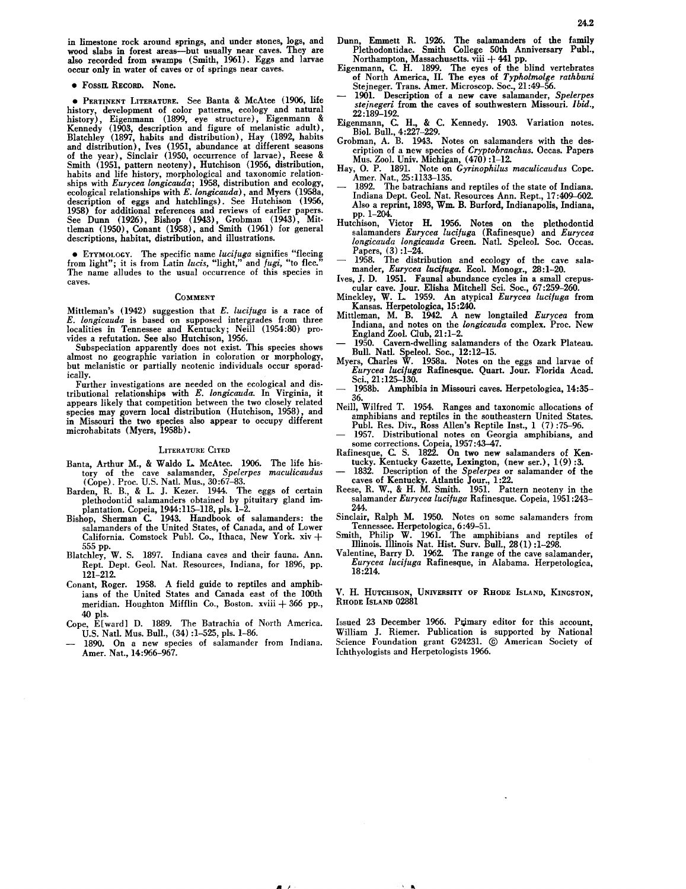in limestone rock around springs, and under stones, logs, and wood slabs in forest areas—but usually near caves. They are also recorded from swamps (Smith, 1961). Eggs and larvae occur only in water of caves or of springs near caves.

• FOSSIL RECORD. None.

• PERTINENT LITERATURE. See Banta & McAtee (1906, life history, development of color patterns, ecology and natural history), Eigenmann (1899, eye structure), Eigenmann & Kennedy (1903, description and figure of melanistic adult), Blatchley (1897, habits and distribution), Hay (1892, habits and distribution), Ives (1951, abundance at different seasons of the year), Sinclair (1950, occurrence of larvae), Reese & Smith (1951, pattern neoteny), Hutchison (1956, distribution, habits and life history, morphological and taxonomic relationships with *Eurycea longicauda*; 1958, distribution and ecology, ecological relationships with *E. longicauda*), and Myers (1958a, description of eggs and hatchlings). See Hutchison (1956, 1958) for additional references and reviews of earlier papers. See Dunn (1926), Bishop (1943), Grobman (1943), Mittleman (1950), Conant (1958), and Smith (1961) for general descriptions, habitat, distribution, and illustrations.

• ETYMOLOGY. The specific name *lucifuga* signifies "fleeing from light"; it is from Latin *lucis*, "light," and *fugi*, "to flee." The name alludes to the usual occurrence of this species in caves.

## COMMENT

Mittleman's (1942) suggestion that *E. lucifuga* is a race of *E. longicauda* is based on supposed intergrades from three localities in Tennessee and Kentucky; Neill (1954:80) provides a refutation. See also Hutchison, 1956.

Subspeciation apparently does not exist. This species shows almost no geographic variation in coloration or morphology, but melanistic or partially neotenic individuals occur sporadically.

Further investigations are needed on the ecological and distributional relationships with *E. longicauda*. In Virginia, it appears likely that competition between the two closely related species may govern local distribution (Hutchison, 1958), and in Missouri the two species also appear to occupy different microhabitats (Myers, 1958b).

## LITERATURE CITED

Banta, Arthur M., & Waldo L. McAtee. 1906. The life history of the cave salamander, *Spelerpes maculicaudus* (Cope). Proc. U.S. Natl. Mus., 30:67–83.

Barden, R. B., & L. J. Kezer. 1944. The eggs of certain plethodontid salamanders obtained by pituitary gland implantation. Copeia, 1944:115–118, pls. 1–2.

Bishop, Sherman C. 1943. Handbook of salamanders: the salamanders of the United States, of Canada, and of Lower California. Comstock Publ. Co., Ithaca, New York. xiv + 555 pp.

Blatchley, W. S. 1897. Indiana caves and their fauna. Ann. Rept. Dept. Geol. Nat. Resources, Indiana, for 1896, pp. 121–212.

Conant, Roger. 1958. A field guide to reptiles and amphibians of the United States and Canada east of the 100th meridian. Houghton Mifflin Co., Boston. xviii + 366 pp., 40 pls.

Cope, E[ward] D. 1889. The Batrachia of North America. U.S. Natl. Mus. Bull., (34):1–525, pls. 1–86.

— 1890. On a new species of salamander from Indiana. Amer. Nat., 14:966–967.

Dunn, Emmett R. 1926. The salamanders of the family Plethodontidae. Smith College 50th Anniversary Publ., Northampton, Massachusetts. viii + 441 pp.

Eigenmann, C. H. 1899. The eyes of the blind vertebrates of North America, II. The eyes of *Typholmolge rathbuni* Stejneger. Trans. Amer. Microscop. Soc., 21:49–56.

— 1901. Description of a new cave salamander, *Spelerpes stejnegeri* from the caves of southwestern Missouri. *Ibid.*, 22:189–192.

Eigenmann, C. H., & C. Kennedy. 1903. Variation notes. Biol. Bull., 4:227–229.

Grobman, A. B. 1943. Notes on salamanders with the description of a new species of *Cryptobranchus*. Occas. Papers Mus. Zool. Univ. Michigan, (470):1–12.

Hay, O. P. 1891. Note on *Gyrinophilus maculicaudus* Cope. Amer. Nat., 25:1133–135.

— 1892. The batrachians and reptiles of the state of Indiana. Indiana Dept. Geol. Nat. Resources Ann. Rept., 17:409–602. Also a reprint, 1893, Wm. B. Burford, Indianapolis, Indiana, pp. 1–204.

Hutchison, Victor H. 1956. Notes on the plethodontid salamanders *Eurycea lucifuga* (Rafinesque) and *Eurycea longicauda longicauda* Green. Natl. Speleol. Soc. Occas. Papers, (3):1–24.

— 1958. The distribution and ecology of the cave salamander, *Eurycea lucifuga*. Ecol. Monogr., 28:1–20.

Ives, J. D. 1951. Faunal abundance cycles in a small crepuscular cave. Jour. Elisha Mitchell Sci. Soc., 67:259–260.

Minckley, W. L. 1959. An atypical *Eurycea lucifuga* from Kansas. Herpetologica, 15:240.

Mittleman, M. B. 1942. A new longtailed *Eurycea* from Indiana, and notes on the *longicauda* complex. Proc. New England Zool. Club, 21:1–2.

— 1950. Cavern-dwelling salamanders of the Ozark Plateau. Bull. Natl. Speleol. Soc., 12:12–15.

Myers, Charles W. 1958a. Notes on the eggs and larvae of *Eurycea lucifuga* Rafinesque. Quart. Jour. Florida Acad. Sci., 21:125–130.

— 1958b. Amphibia in Missouri caves. Herpetologica, 14:35–36.

Neill, Wilfred T. 1954. Ranges and taxonomic allocations of amphibians and reptiles in the southeastern United States. Publ. Res. Div., Ross Allen's Reptile Inst., 1 (7):75–96.

— 1957. Distributional notes on Georgia amphibians, and some corrections. Copeia, 1957:43–47.

Rafinesque, C. S. 1822. On two new salamanders of Kentucky. Kentucky Gazette, Lexington, (new ser.), 1(9):3.

— 1832. Description of the *Spelerpes* or salamander of the caves of Kentucky. Atlantic Jour., 1:22.

Reese, R. W., & H. M. Smith. 1951. Pattern neoteny in the salamander *Eurycea lucifuga* Rafinesque. Copeia, 1951:243–244.

Sinclair, Ralph M. 1950. Notes on some salamanders from Tennessee. Herpetologica, 6:49–51.

Smith, Philip W. 1961. The amphibians and reptiles of Illinois. Illinois Nat. Hist. Surv. Bull., 28(1):1–298.

Valentine, Barry D. 1962. The range of the cave salamander, *Eurycea lucifuga* Rafinesque, in Alabama. Herpetologica, 18:214.

V. H. HUTCHISON, UNIVERSITY OF RHODE ISLAND, KINGSTON, RHODE ISLAND 02881

Issued 23 December 1966. Primary editor for this account, William J. Riemer. Publication is supported by National Science Foundation grant G24231. © American Society of Ichthyologists and Herpetologists 1966.